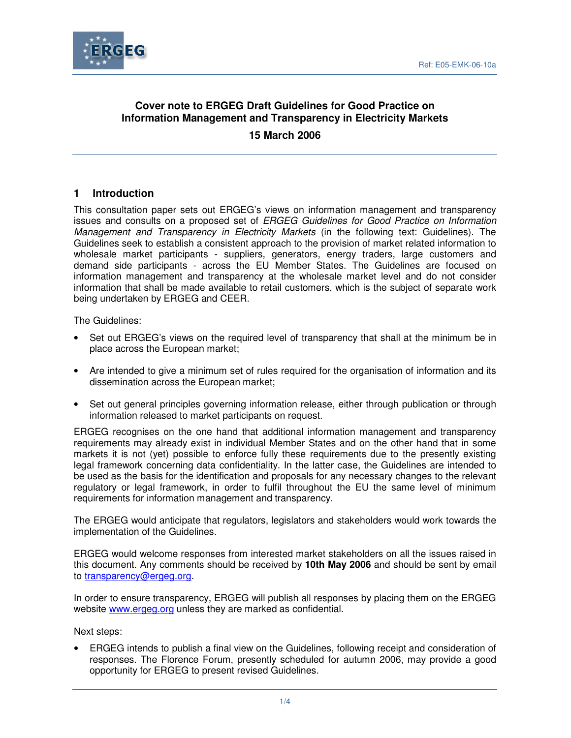Ref: E05-EMK-06-10a

# Cover note to ERGEG Draft Guidelines for Good Practice on Information Management and Transparency in Electricity Markets

**15 March 2006**

## 1 Introduction

This consultation paper sets out ERGEG's views on information management and transparency issues and consults on a proposed set of *ERGEG Guidelines for Good Practice on Information Management and Transparency in Electricity Markets* (in the following text: Guidelines). The Guidelines seek to establish a consistent approach to the provision of market related information to wholesale market participants - suppliers, generators, energy traders, large customers and demand side participants - across the EU Member States. The Guidelines are focused on information management and transparency at the wholesale market level and do not consider information that shall be made available to retail customers, which is the subject of separate work being undertaken by ERGEG and CEER.

The Guidelines:

- Set out ERGEG's views on the required level of transparency that shall at the minimum be in place across the European market;
- Are intended to give a minimum set of rules required for the organisation of information and its dissemination across the European market;
- Set out general principles governing information release, either through publication or through information released to market participants on request.

ERGEG recognises on the one hand that additional information management and transparency requirements may already exist in individual Member States and on the other hand that in some markets it is not (yet) possible to enforce fully these requirements due to the presently existing legal framework concerning data confidentiality. In the latter case, the Guidelines are intended to be used as the basis for the identification and proposals for any necessary changes to the relevant regulatory or legal framework, in order to fulfil throughout the EU the same level of minimum requirements for information management and transparency.

The ERGEG would anticipate that regulators, legislators and stakeholders would work towards the implementation of the Guidelines.

ERGEG would welcome responses from interested market stakeholders on all the issues raised in this document. Any comments should be received by **10th May 2006** and should be sent by email to transparency@ergeg.org.

In order to ensure transparency, ERGEG will publish all responses by placing them on the ERGEG website www.ergeg.org unless they are marked as confidential.

Next steps:

- ERGEG intends to publish a final view on the Guidelines, following receipt and consideration of responses. The Florence Forum, presently scheduled for autumn 2006, may provide a good opportunity for ERGEG to present revised Guidelines.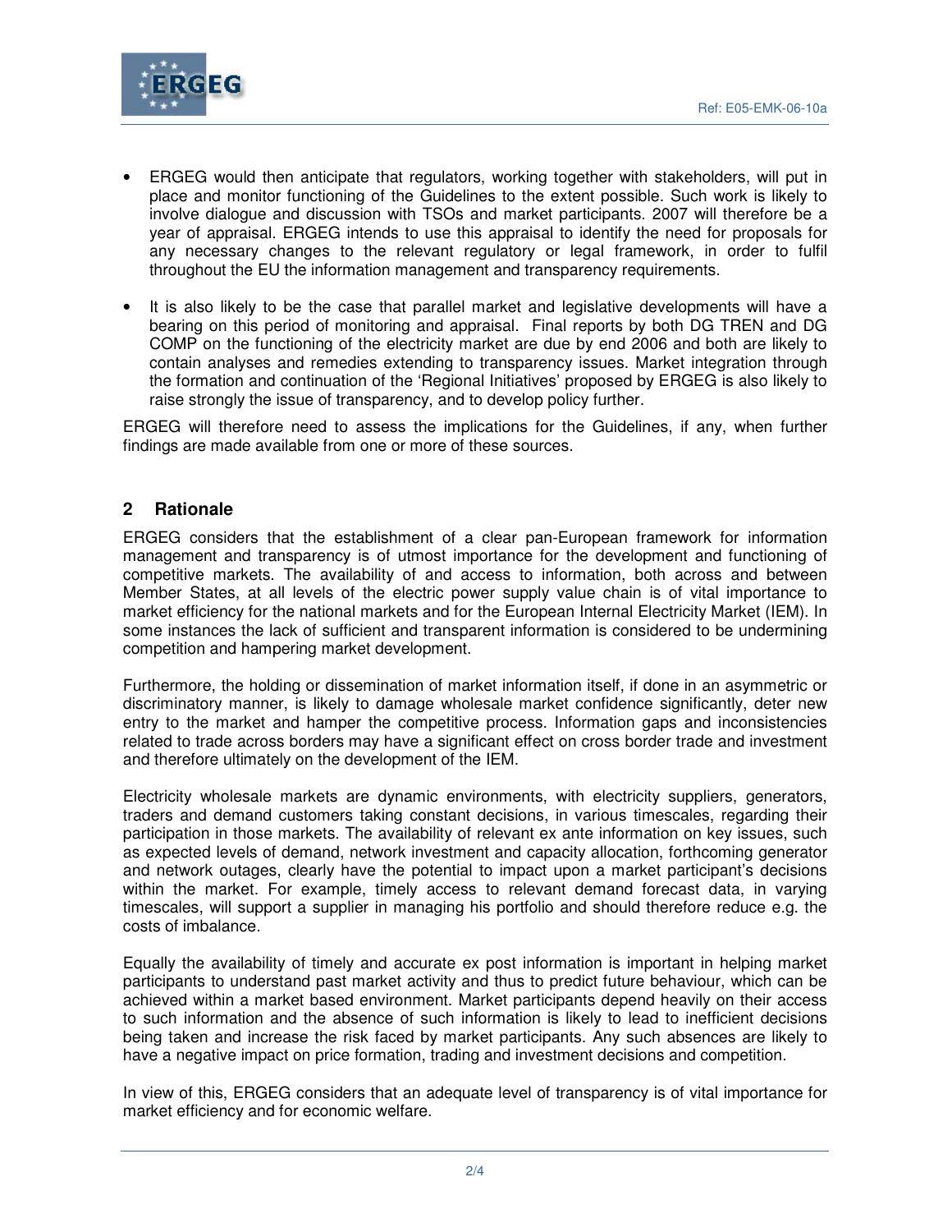- ERGEG would then anticipate that regulators, working together with stakeholders, will put in place and monitor functioning of the Guidelines to the extent possible. Such work is likely to involve dialogue and discussion with TSOs and market participants. 2007 will therefore be a year of appraisal. ERGEG intends to use this appraisal to identify the need for proposals for any necessary changes to the relevant regulatory or legal framework, in order to fulfil throughout the EU the information management and transparency requirements.

- It is also likely to be the case that parallel market and legislative developments will have a bearing on this period of monitoring and appraisal. Final reports by both DG TREN and DG COMP on the functioning of the electricity market are due by end 2006 and both are likely to contain analyses and remedies extending to transparency issues. Market integration through the formation and continuation of the 'Regional Initiatives' proposed by ERGEG is also likely to raise strongly the issue of transparency, and to develop policy further.

ERGEG will therefore need to assess the implications for the Guidelines, if any, when further findings are made available from one or more of these sources.

## 2 Rationale

ERGEG considers that the establishment of a clear pan-European framework for information management and transparency is of utmost importance for the development and functioning of competitive markets. The availability of and access to information, both across and between Member States, at all levels of the electric power supply value chain is of vital importance to market efficiency for the national markets and for the European Internal Electricity Market (IEM). In some instances the lack of sufficient and transparent information is considered to be undermining competition and hampering market development.

Furthermore, the holding or dissemination of market information itself, if done in an asymmetric or discriminatory manner, is likely to damage wholesale market confidence significantly, deter new entry to the market and hamper the competitive process. Information gaps and inconsistencies related to trade across borders may have a significant effect on cross border trade and investment and therefore ultimately on the development of the IEM.

Electricity wholesale markets are dynamic environments, with electricity suppliers, generators, traders and demand customers taking constant decisions, in various timescales, regarding their participation in those markets. The availability of relevant ex ante information on key issues, such as expected levels of demand, network investment and capacity allocation, forthcoming generator and network outages, clearly have the potential to impact upon a market participant's decisions within the market. For example, timely access to relevant demand forecast data, in varying timescales, will support a supplier in managing his portfolio and should therefore reduce e.g. the costs of imbalance.

Equally the availability of timely and accurate ex post information is important in helping market participants to understand past market activity and thus to predict future behaviour, which can be achieved within a market based environment. Market participants depend heavily on their access to such information and the absence of such information is likely to lead to inefficient decisions being taken and increase the risk faced by market participants. Any such absences are likely to have a negative impact on price formation, trading and investment decisions and competition.

In view of this, ERGEG considers that an adequate level of transparency is of vital importance for market efficiency and for economic welfare.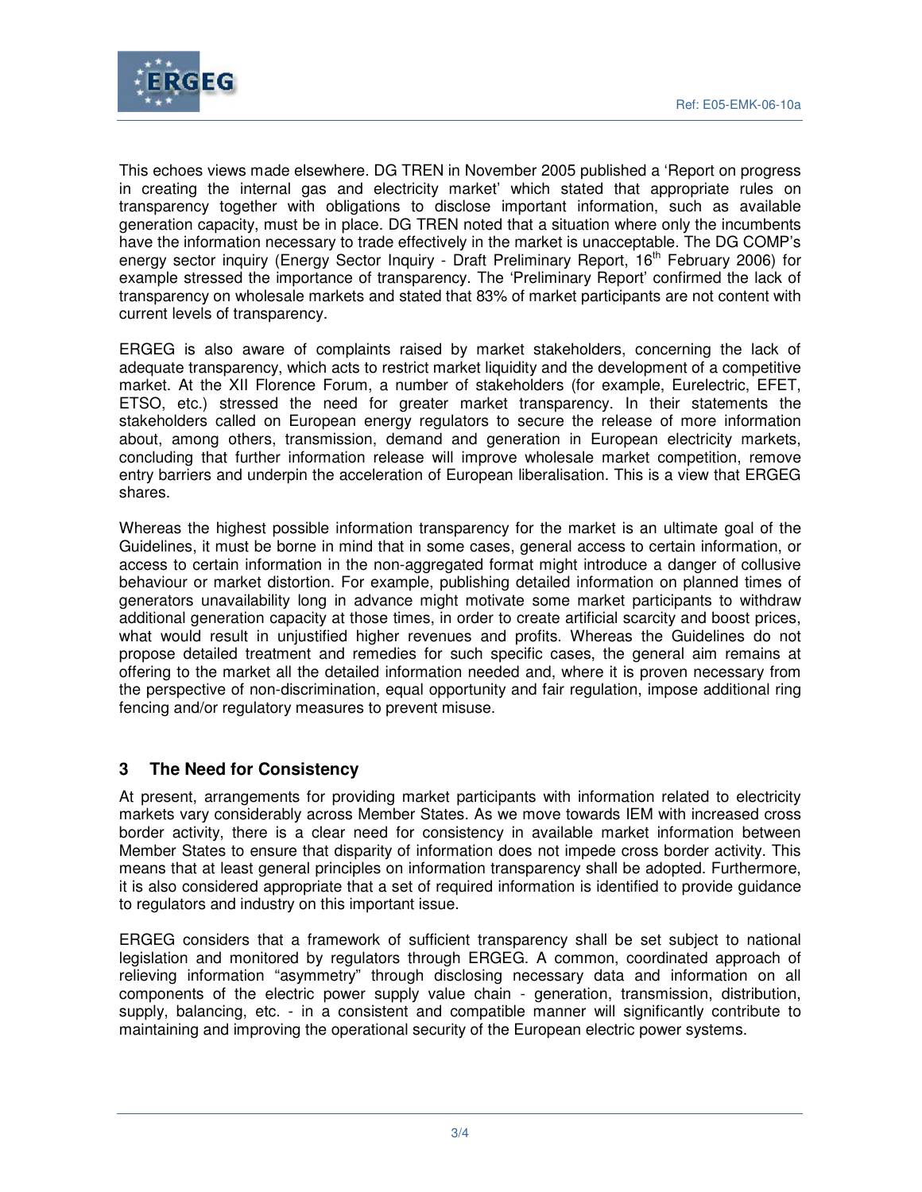This echoes views made elsewhere. DG TREN in November 2005 published a 'Report on progress in creating the internal gas and electricity market' which stated that appropriate rules on transparency together with obligations to disclose important information, such as available generation capacity, must be in place. DG TREN noted that a situation where only the incumbents have the information necessary to trade effectively in the market is unacceptable. The DG COMP's energy sector inquiry (Energy Sector Inquiry - Draft Preliminary Report, 16th February 2006) for example stressed the importance of transparency. The 'Preliminary Report' confirmed the lack of transparency on wholesale markets and stated that 83% of market participants are not content with current levels of transparency.

ERGEG is also aware of complaints raised by market stakeholders, concerning the lack of adequate transparency, which acts to restrict market liquidity and the development of a competitive market. At the XII Florence Forum, a number of stakeholders (for example, Eurelectric, EFET, ETSO, etc.) stressed the need for greater market transparency. In their statements the stakeholders called on European energy regulators to secure the release of more information about, among others, transmission, demand and generation in European electricity markets, concluding that further information release will improve wholesale market competition, remove entry barriers and underpin the acceleration of European liberalisation. This is a view that ERGEG shares.

Whereas the highest possible information transparency for the market is an ultimate goal of the Guidelines, it must be borne in mind that in some cases, general access to certain information, or access to certain information in the non-aggregated format might introduce a danger of collusive behaviour or market distortion. For example, publishing detailed information on planned times of generators unavailability long in advance might motivate some market participants to withdraw additional generation capacity at those times, in order to create artificial scarcity and boost prices, what would result in unjustified higher revenues and profits. Whereas the Guidelines do not propose detailed treatment and remedies for such specific cases, the general aim remains at offering to the market all the detailed information needed and, where it is proven necessary from the perspective of non-discrimination, equal opportunity and fair regulation, impose additional ring fencing and/or regulatory measures to prevent misuse.

## 3 The Need for Consistency

At present, arrangements for providing market participants with information related to electricity markets vary considerably across Member States. As we move towards IEM with increased cross border activity, there is a clear need for consistency in available market information between Member States to ensure that disparity of information does not impede cross border activity. This means that at least general principles on information transparency shall be adopted. Furthermore, it is also considered appropriate that a set of required information is identified to provide guidance to regulators and industry on this important issue.

ERGEG considers that a framework of sufficient transparency shall be set subject to national legislation and monitored by regulators through ERGEG. A common, coordinated approach of relieving information "asymmetry" through disclosing necessary data and information on all components of the electric power supply value chain - generation, transmission, distribution, supply, balancing, etc. - in a consistent and compatible manner will significantly contribute to maintaining and improving the operational security of the European electric power systems.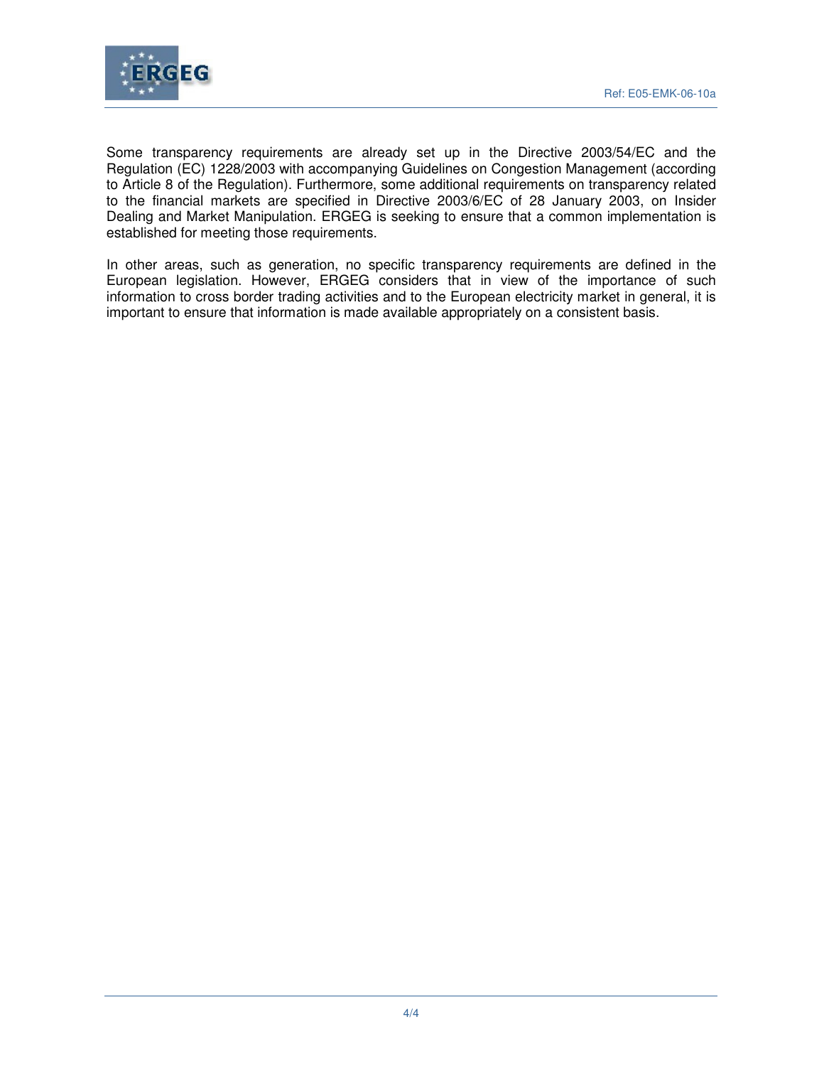Some transparency requirements are already set up in the Directive 2003/54/EC and the Regulation (EC) 1228/2003 with accompanying Guidelines on Congestion Management (according to Article 8 of the Regulation). Furthermore, some additional requirements on transparency related to the financial markets are specified in Directive 2003/6/EC of 28 January 2003, on Insider Dealing and Market Manipulation. ERGEG is seeking to ensure that a common implementation is established for meeting those requirements.

In other areas, such as generation, no specific transparency requirements are defined in the European legislation. However, ERGEG considers that in view of the importance of such information to cross border trading activities and to the European electricity market in general, it is important to ensure that information is made available appropriately on a consistent basis.